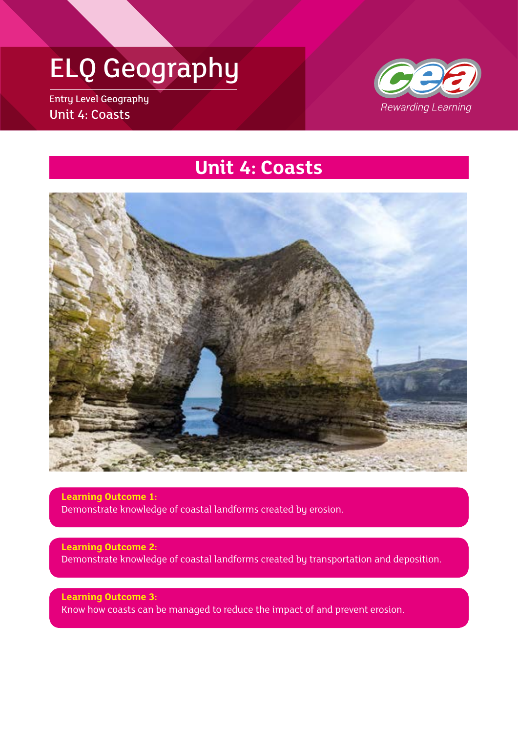# ELQ Geography

Entry Level Geography

Unit 4: Coasts

Rewarding Learning

## Unit 4: Coasts

**Learning Outcome 1:**
Demonstrate knowledge of coastal landforms created by erosion.

**Learning Outcome 2:**
Demonstrate knowledge of coastal landforms created by transportation and deposition.

**Learning Outcome 3:**
Know how coasts can be managed to reduce the impact of and prevent erosion.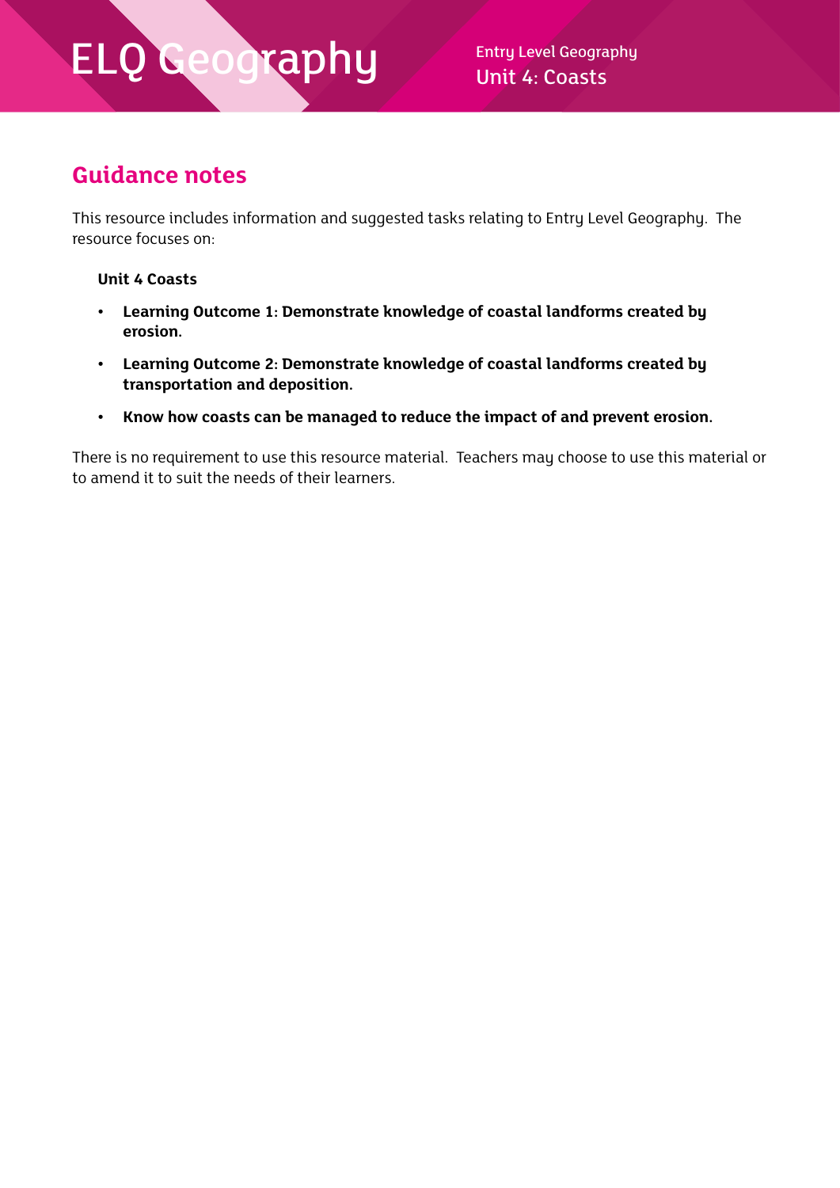## Guidance notes

This resource includes information and suggested tasks relating to Entry Level Geography. The resource focuses on:

**Unit 4 Coasts**

- **Learning Outcome 1: Demonstrate knowledge of coastal landforms created by erosion.**
- **Learning Outcome 2: Demonstrate knowledge of coastal landforms created by transportation and deposition.**
- **Know how coasts can be managed to reduce the impact of and prevent erosion.**

There is no requirement to use this resource material. Teachers may choose to use this material or to amend it to suit the needs of their learners.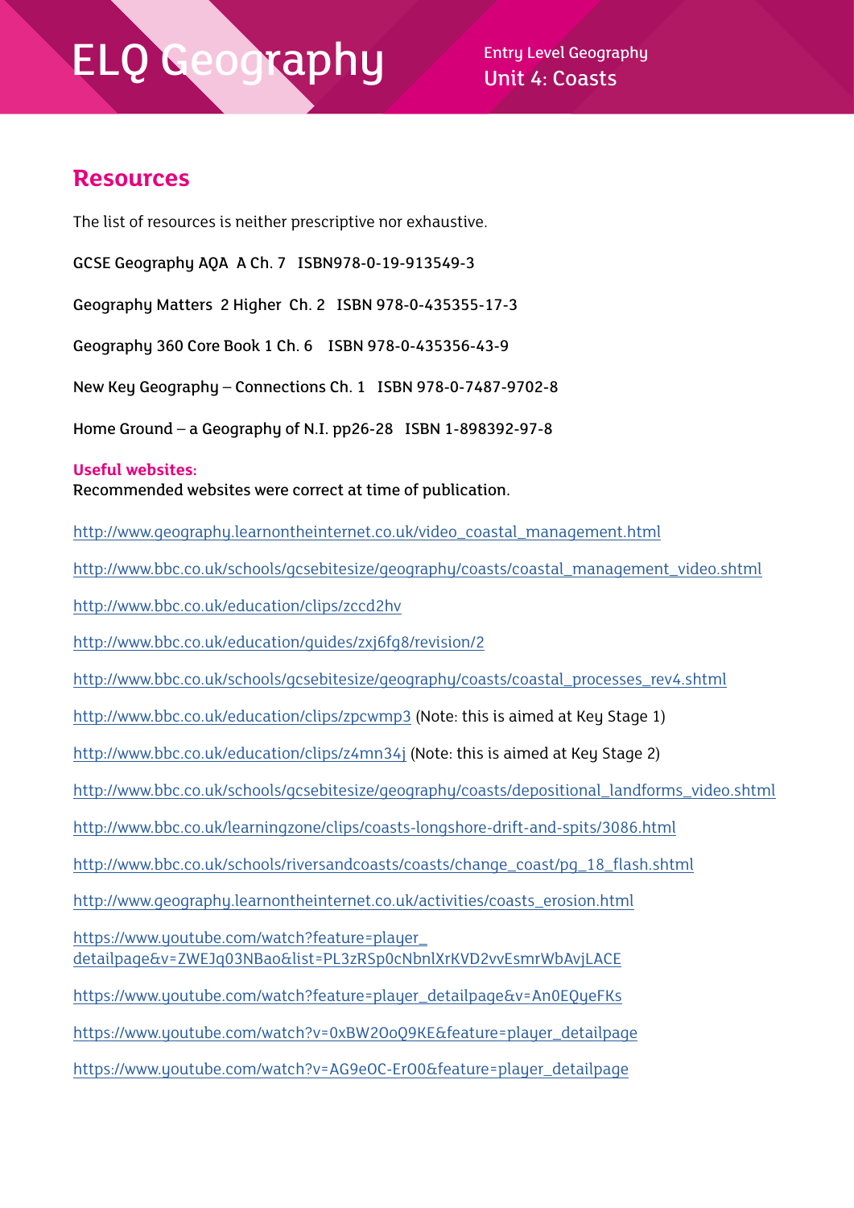## Resources

The list of resources is neither prescriptive nor exhaustive.

GCSE Geography AQA A Ch. 7 ISBN978-0-19-913549-3

Geography Matters 2 Higher Ch. 2 ISBN 978-0-435355-17-3

Geography 360 Core Book 1 Ch. 6 ISBN 978-0-435356-43-9

New Key Geography – Connections Ch. 1 ISBN 978-0-7487-9702-8

Home Ground – a Geography of N.I. pp26-28 ISBN 1-898392-97-8

**Useful websites:**
Recommended websites were correct at time of publication.

http://www.geography.learnontheinternet.co.uk/video_coastal_management.html

http://www.bbc.co.uk/schools/gcsebitesize/geography/coasts/coastal_management_video.shtml

http://www.bbc.co.uk/education/clips/zccd2hv

http://www.bbc.co.uk/education/guides/zxj6fg8/revision/2

http://www.bbc.co.uk/schools/gcsebitesize/geography/coasts/coastal_processes_rev4.shtml

http://www.bbc.co.uk/education/clips/zpcwmp3 (Note: this is aimed at Key Stage 1)

http://www.bbc.co.uk/education/clips/z4mn34j (Note: this is aimed at Key Stage 2)

http://www.bbc.co.uk/schools/gcsebitesize/geography/coasts/depositional_landforms_video.shtml

http://www.bbc.co.uk/learningzone/clips/coasts-longshore-drift-and-spits/3086.html

http://www.bbc.co.uk/schools/riversandcoasts/coasts/change_coast/pg_18_flash.shtml

http://www.geography.learnontheinternet.co.uk/activities/coasts_erosion.html

https://www.youtube.com/watch?feature=player_detailpage&v=ZWEJq03NBao&list=PL3zRSp0cNbnlXrKVD2vvEsmrWbAvjLACE

https://www.youtube.com/watch?feature=player_detailpage&v=An0EQyeFKs

https://www.youtube.com/watch?v=0xBW2OoQ9KE&feature=player_detailpage

https://www.youtube.com/watch?v=AG9eOC-ErO0&feature=player_detailpage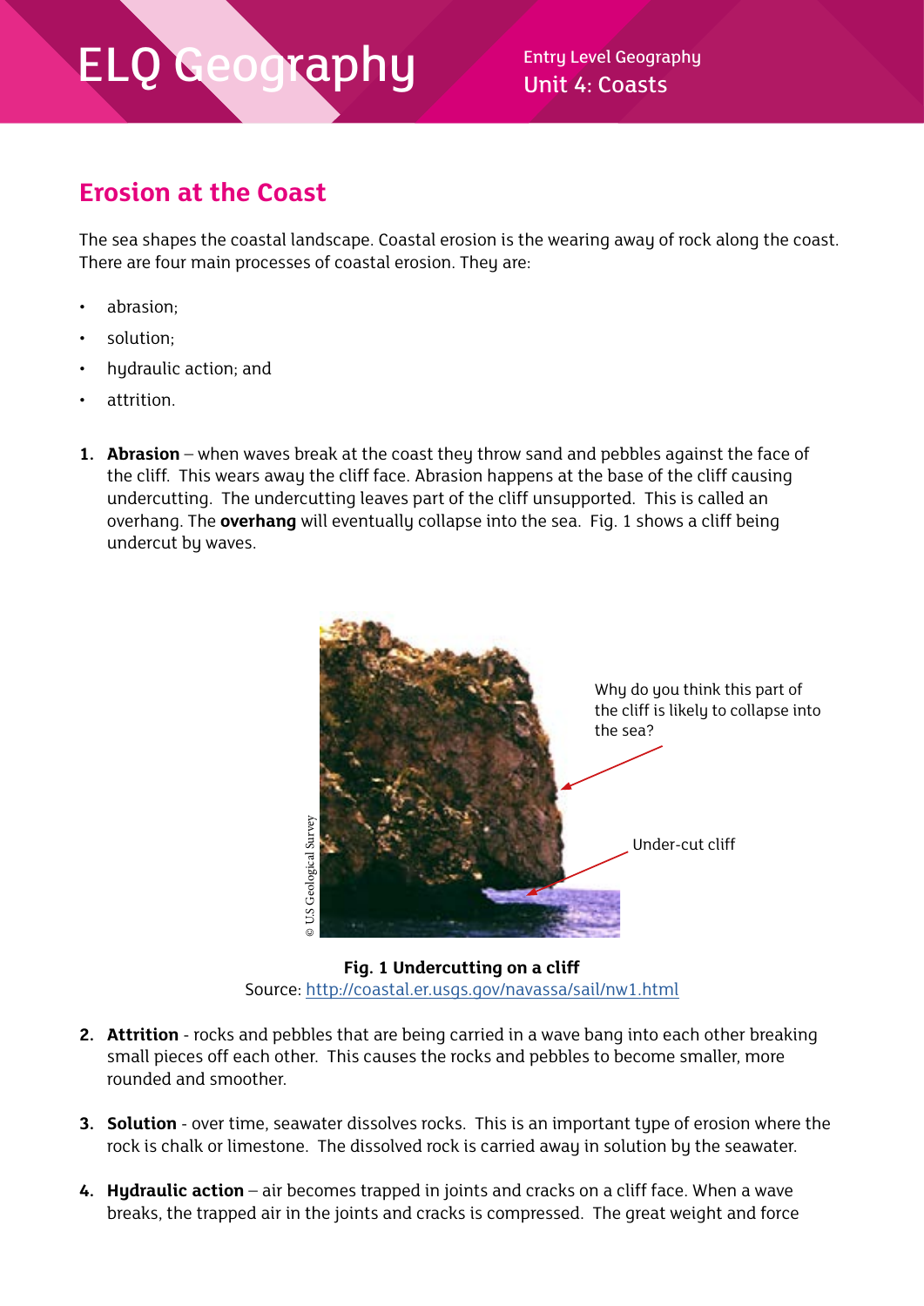## Erosion at the Coast

The sea shapes the coastal landscape. Coastal erosion is the wearing away of rock along the coast. There are four main processes of coastal erosion. They are:

- abrasion;
- solution;
- hydraulic action; and
- attrition.

1. **Abrasion** – when waves break at the coast they throw sand and pebbles against the face of the cliff. This wears away the cliff face. Abrasion happens at the base of the cliff causing undercutting. The undercutting leaves part of the cliff unsupported. This is called an overhang. The **overhang** will eventually collapse into the sea. Fig. 1 shows a cliff being undercut by waves.

Why do you think this part of the cliff is likely to collapse into the sea?

Under-cut cliff

© US Geological Survey

**Fig. 1 Undercutting on a cliff**
Source: http://coastal.er.usgs.gov/navassa/sail/nw1.html

2. **Attrition** - rocks and pebbles that are being carried in a wave bang into each other breaking small pieces off each other. This causes the rocks and pebbles to become smaller, more rounded and smoother.

3. **Solution** - over time, seawater dissolves rocks. This is an important type of erosion where the rock is chalk or limestone. The dissolved rock is carried away in solution by the seawater.

4. **Hydraulic action** – air becomes trapped in joints and cracks on a cliff face. When a wave breaks, the trapped air in the joints and cracks is compressed. The great weight and force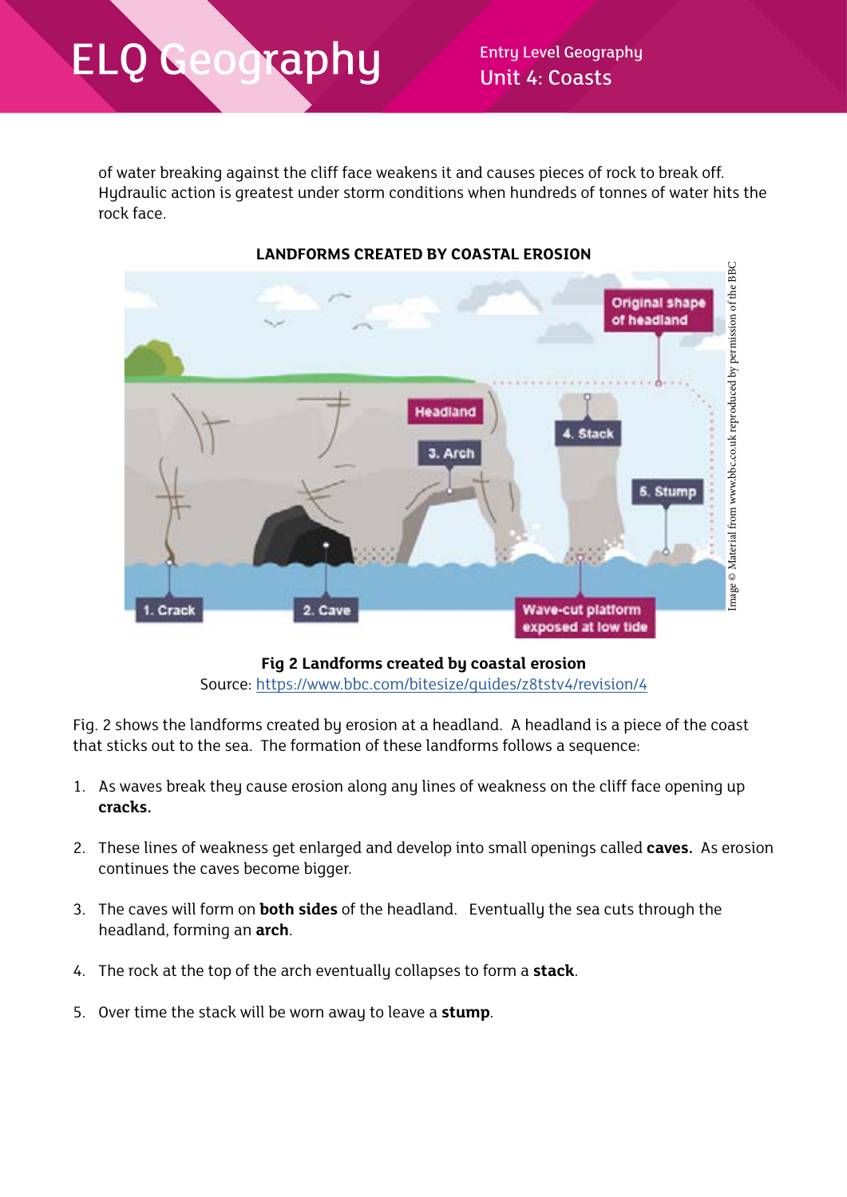of water breaking against the cliff face weakens it and causes pieces of rock to break off. Hydraulic action is greatest under storm conditions when hundreds of tonnes of water hits the rock face.

**LANDFORMS CREATED BY COASTAL EROSION**

**Fig 2 Landforms created by coastal erosion**
Source: https://www.bbc.com/bitesize/guides/z8tstv4/revision/4

Fig. 2 shows the landforms created by erosion at a headland. A headland is a piece of the coast that sticks out to the sea. The formation of these landforms follows a sequence:

1. As waves break they cause erosion along any lines of weakness on the cliff face opening up **cracks.**

2. These lines of weakness get enlarged and develop into small openings called **caves.** As erosion continues the caves become bigger.

3. The caves will form on **both sides** of the headland. Eventually the sea cuts through the headland, forming an **arch**.

4. The rock at the top of the arch eventually collapses to form a **stack**.

5. Over time the stack will be worn away to leave a **stump**.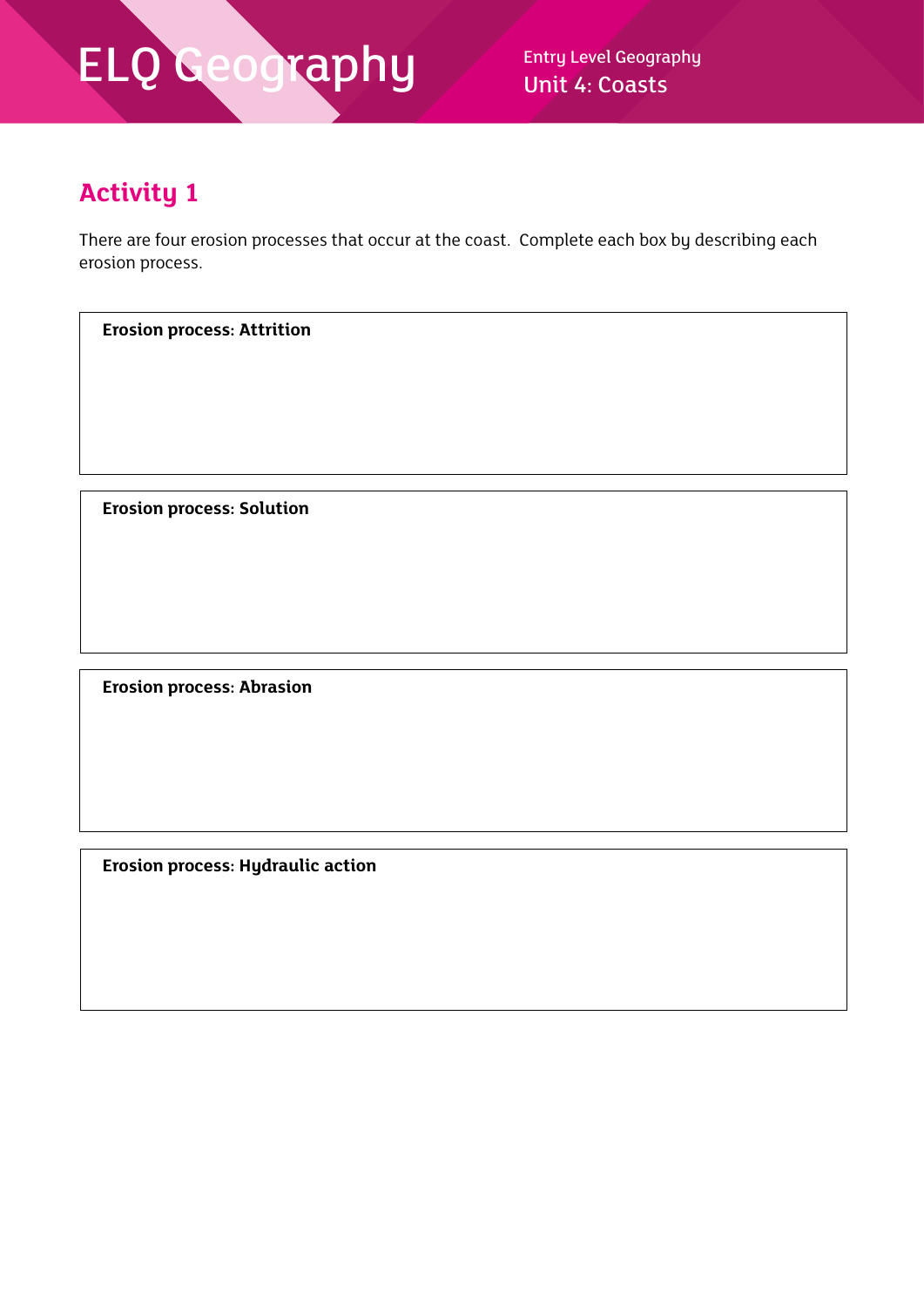## Activity 1

There are four erosion processes that occur at the coast.  Complete each box by describing each erosion process.

| **Erosion process: Attrition** |
| --- |
| |

| **Erosion process: Solution** |
| --- |
| |

| **Erosion process: Abrasion** |
| --- |
| |

| **Erosion process: Hydraulic action** |
| --- |
| |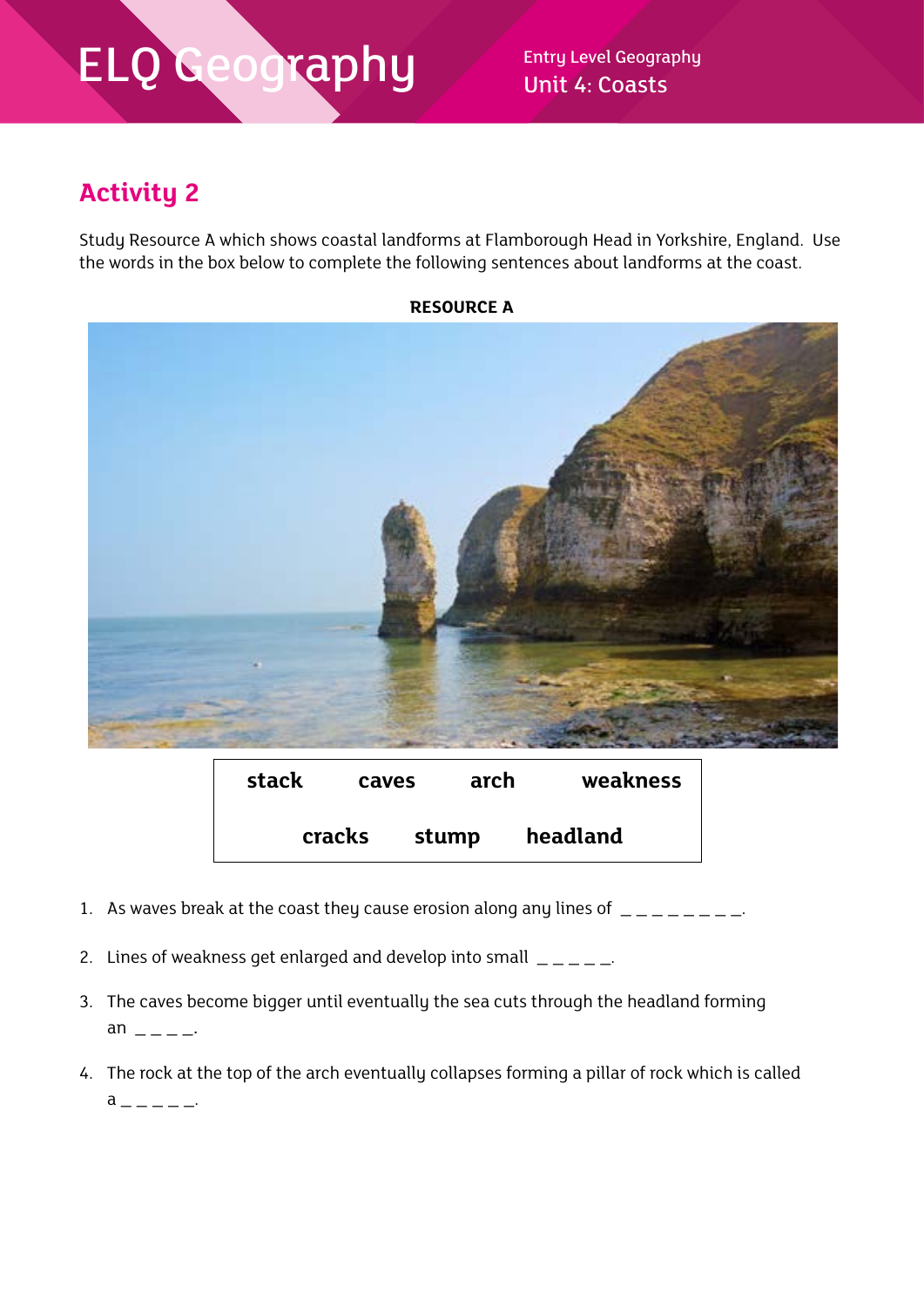## Activity 2

Study Resource A which shows coastal landforms at Flamborough Head in Yorkshire, England. Use the words in the box below to complete the following sentences about landforms at the coast.

**RESOURCE A**

| **stack** | **caves** | **arch** | **weakness** |
|---|---|---|---|
| **cracks** | **stump** | **headland** | |

1. As waves break at the coast they cause erosion along any lines of _ _ _ _ _ _ _ _.

2. Lines of weakness get enlarged and develop into small _ _ _ _ _.

3. The caves become bigger until eventually the sea cuts through the headland forming an _ _ _ _.

4. The rock at the top of the arch eventually collapses forming a pillar of rock which is called a _ _ _ _ _.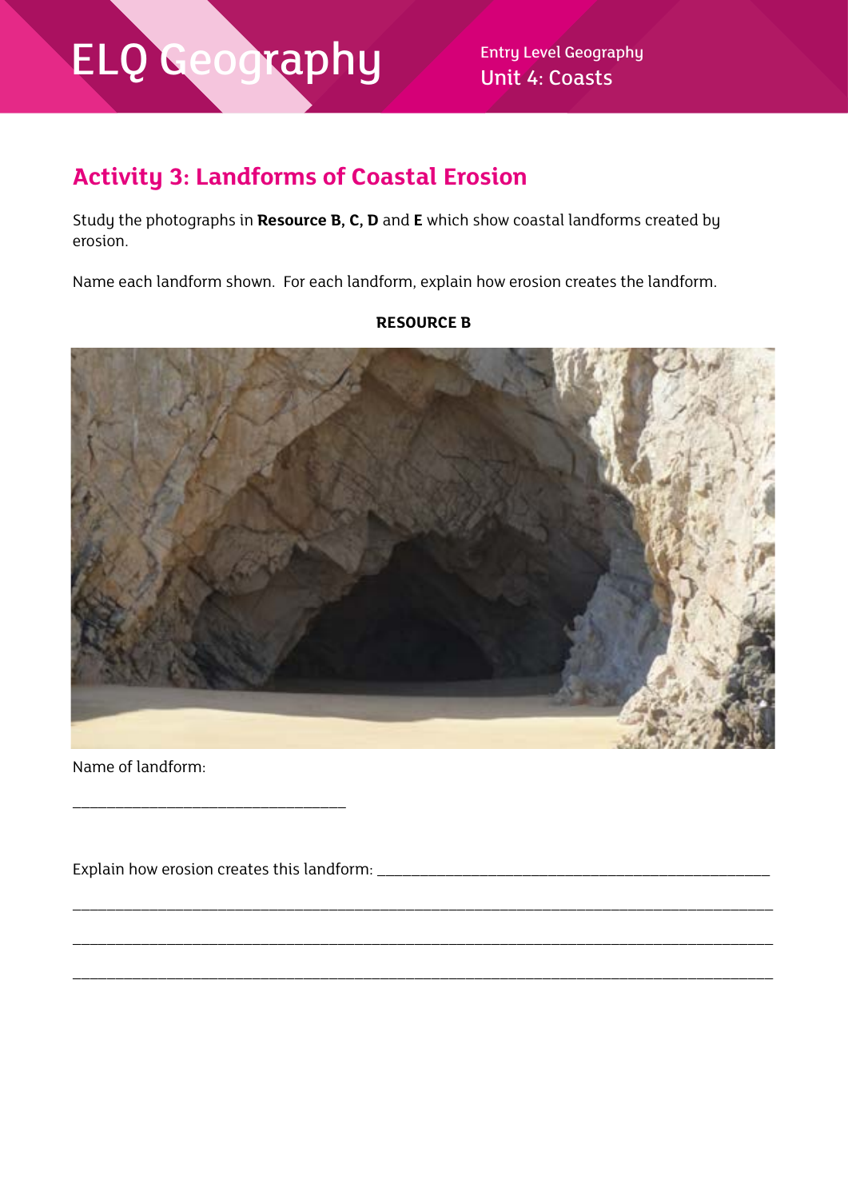## Activity 3: Landforms of Coastal Erosion

Study the photographs in **Resource B**, **C**, **D** and **E** which show coastal landforms created by erosion.

Name each landform shown. For each landform, explain how erosion creates the landform.

**RESOURCE B**

Name of landform:

\_\_\_\_\_\_\_\_\_\_\_\_\_\_\_\_\_\_\_\_\_\_\_\_\_\_\_\_\_\_\_\_\_\_\_\_

Explain how erosion creates this landform: \_\_\_\_\_\_\_\_\_\_\_\_\_\_\_\_\_\_\_\_\_\_\_\_\_\_\_\_\_\_\_\_\_\_\_\_\_\_\_\_\_\_\_\_\_\_\_\_\_\_\_\_

\_\_\_\_\_\_\_\_\_\_\_\_\_\_\_\_\_\_\_\_\_\_\_\_\_\_\_\_\_\_\_\_\_\_\_\_\_\_\_\_\_\_\_\_\_\_\_\_\_\_\_\_\_\_\_\_\_\_\_\_\_\_\_\_\_\_\_\_\_\_\_\_\_\_\_\_\_\_\_\_\_\_\_\_\_\_\_\_\_\_\_\_

\_\_\_\_\_\_\_\_\_\_\_\_\_\_\_\_\_\_\_\_\_\_\_\_\_\_\_\_\_\_\_\_\_\_\_\_\_\_\_\_\_\_\_\_\_\_\_\_\_\_\_\_\_\_\_\_\_\_\_\_\_\_\_\_\_\_\_\_\_\_\_\_\_\_\_\_\_\_\_\_\_\_\_\_\_\_\_\_\_\_\_\_

\_\_\_\_\_\_\_\_\_\_\_\_\_\_\_\_\_\_\_\_\_\_\_\_\_\_\_\_\_\_\_\_\_\_\_\_\_\_\_\_\_\_\_\_\_\_\_\_\_\_\_\_\_\_\_\_\_\_\_\_\_\_\_\_\_\_\_\_\_\_\_\_\_\_\_\_\_\_\_\_\_\_\_\_\_\_\_\_\_\_\_\_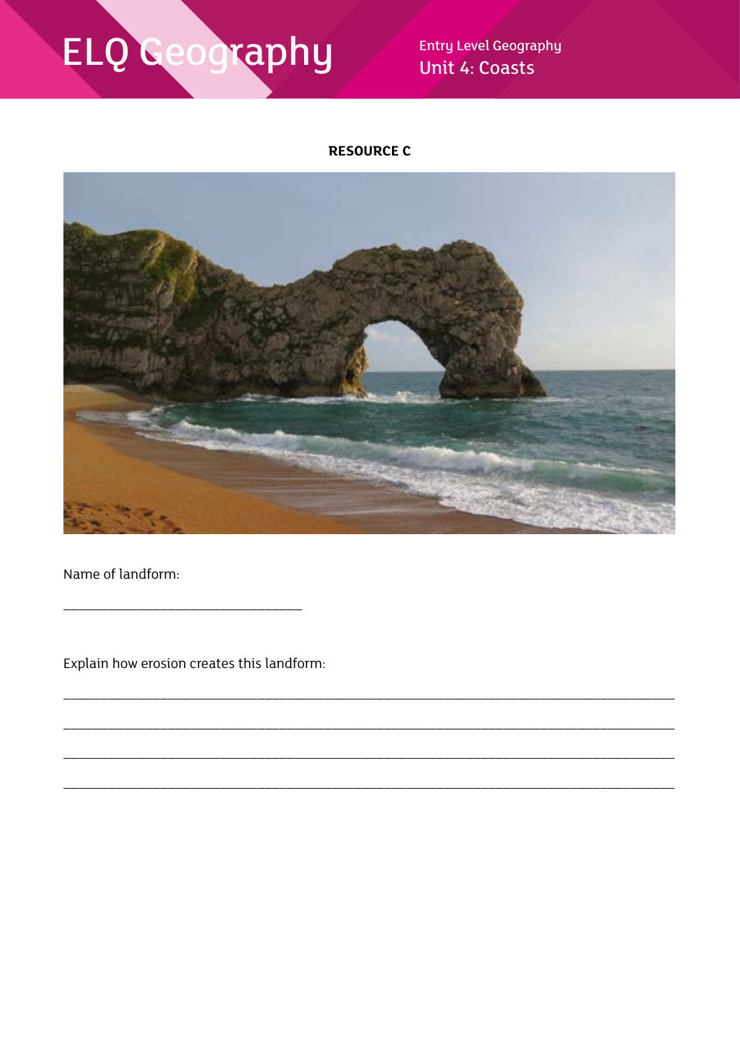**RESOURCE C**

Name of landform:

_______________________________

Explain how erosion creates this landform:

_______________________________________________________________________________

_______________________________________________________________________________

_______________________________________________________________________________

_______________________________________________________________________________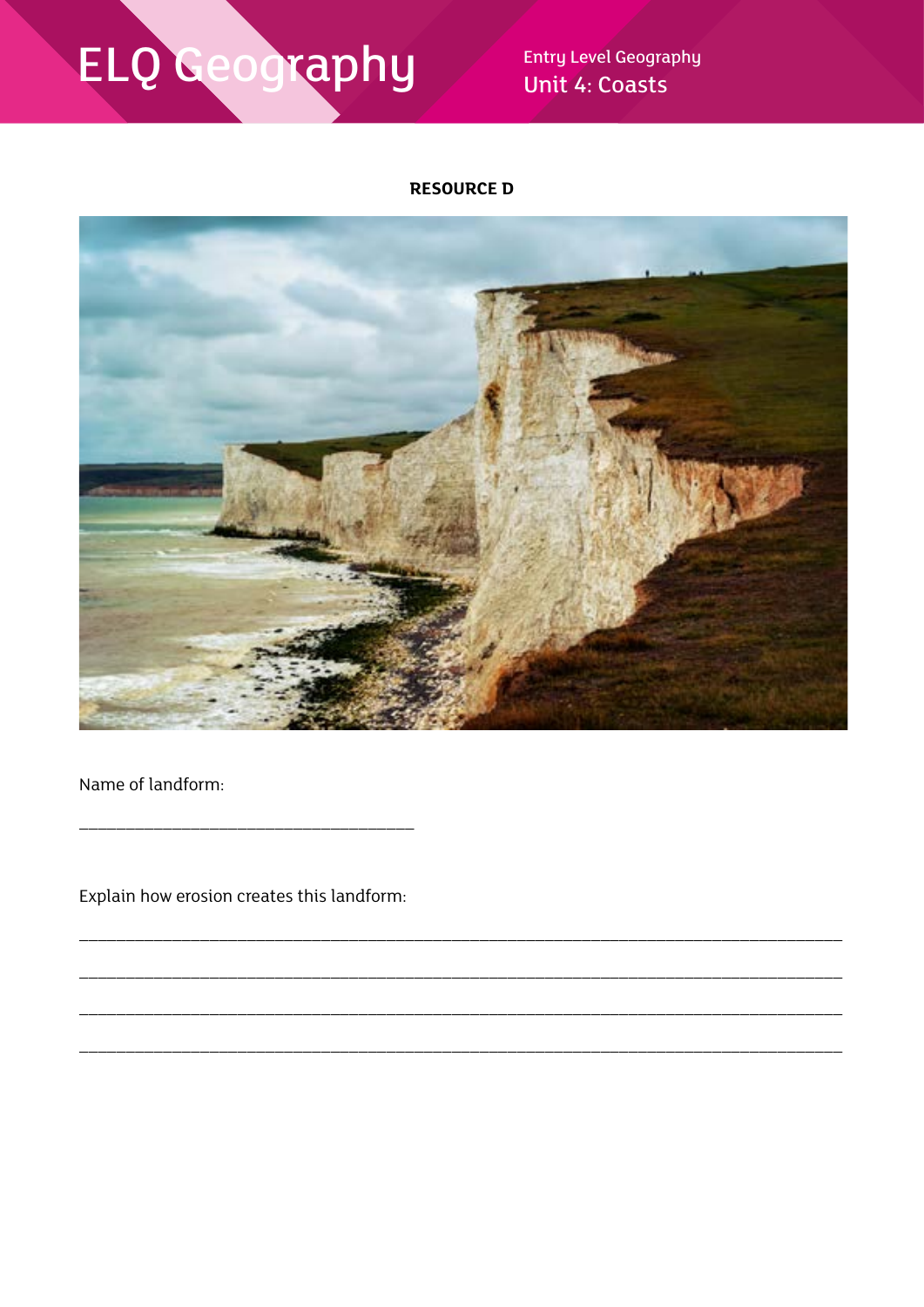**RESOURCE D**

Name of landform:

_______________________________________

Explain how erosion creates this landform:

_______________________________________________________________________________________

_______________________________________________________________________________________

_______________________________________________________________________________________

_______________________________________________________________________________________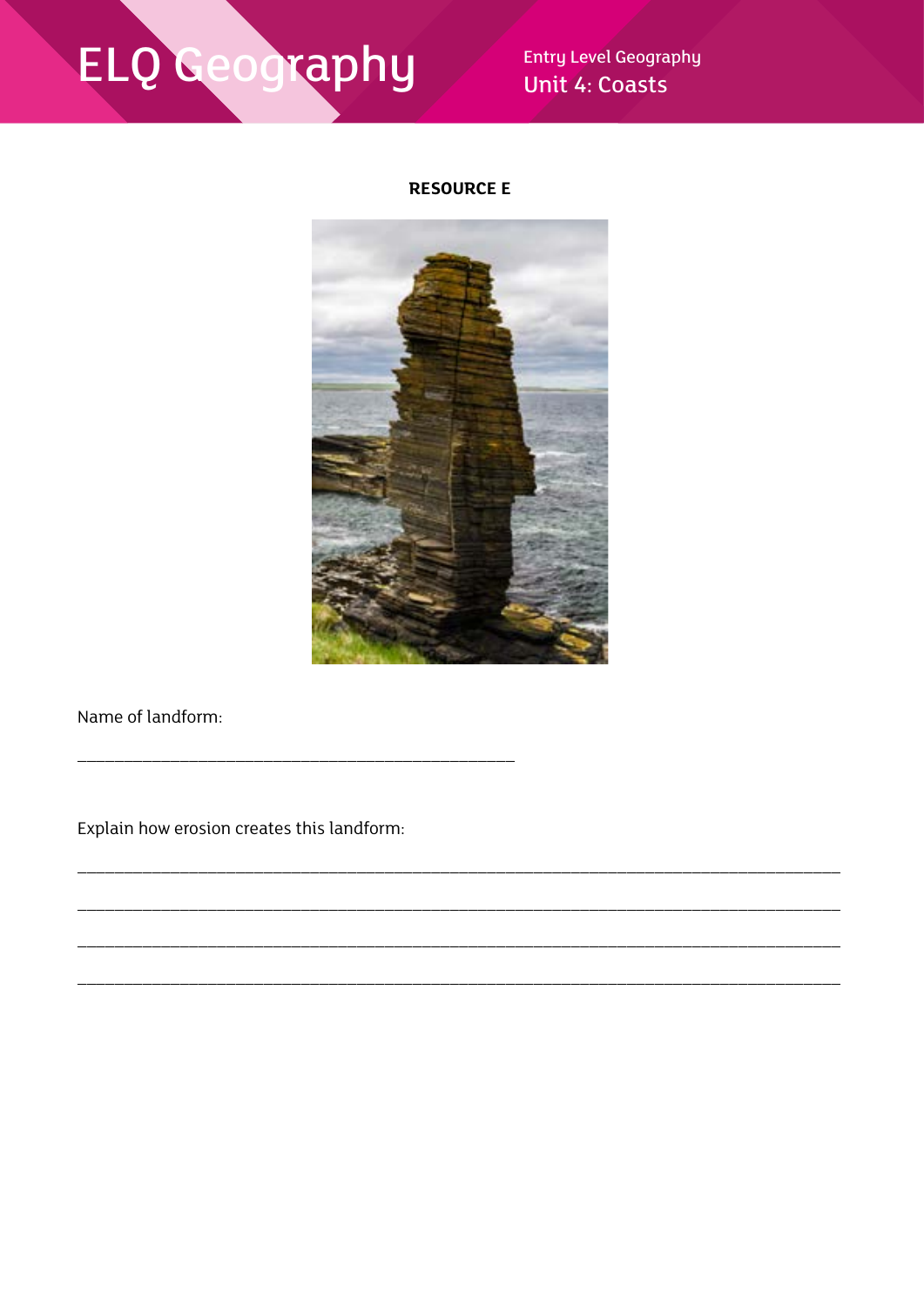**RESOURCE E**

Name of landform:

__________________________________________

Explain how erosion creates this landform:

______________________________________________________________________________

______________________________________________________________________________

______________________________________________________________________________

______________________________________________________________________________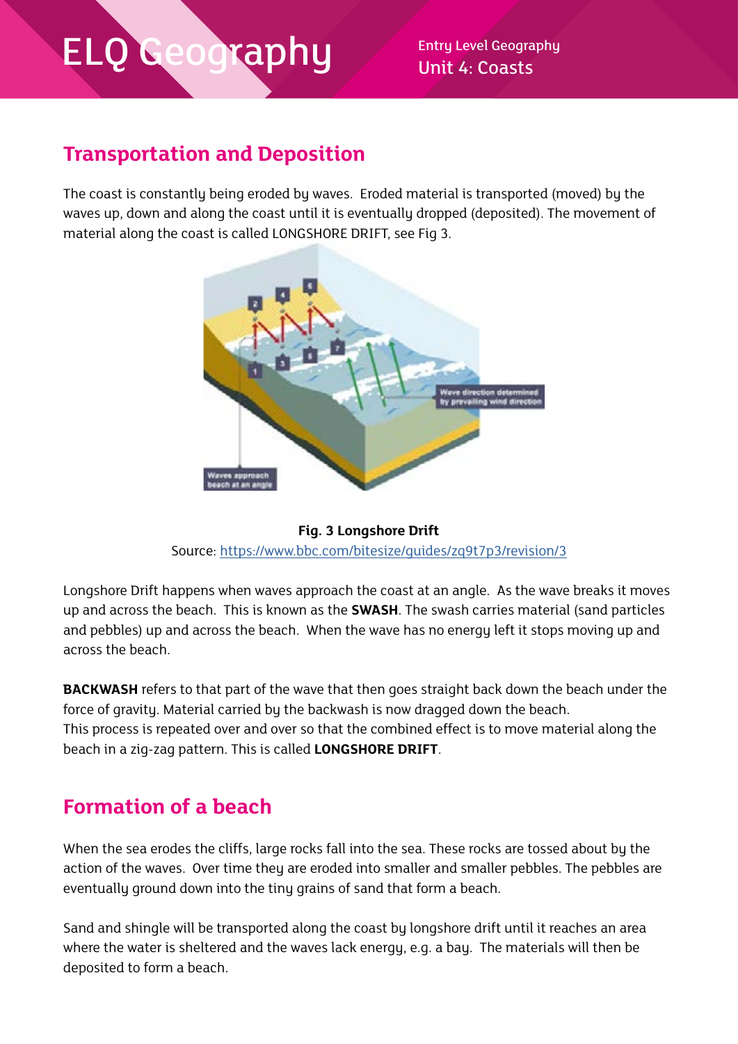## Transportation and Deposition

The coast is constantly being eroded by waves. Eroded material is transported (moved) by the waves up, down and along the coast until it is eventually dropped (deposited). The movement of material along the coast is called LONGSHORE DRIFT, see Fig 3.

**Fig. 3 Longshore Drift**

Source: https://www.bbc.com/bitesize/guides/zq9t7p3/revision/3

Longshore Drift happens when waves approach the coast at an angle. As the wave breaks it moves up and across the beach. This is known as the **SWASH**. The swash carries material (sand particles and pebbles) up and across the beach. When the wave has no energy left it stops moving up and across the beach.

**BACKWASH** refers to that part of the wave that then goes straight back down the beach under the force of gravity. Material carried by the backwash is now dragged down the beach.
This process is repeated over and over so that the combined effect is to move material along the beach in a zig-zag pattern. This is called **LONGSHORE DRIFT**.

## Formation of a beach

When the sea erodes the cliffs, large rocks fall into the sea. These rocks are tossed about by the action of the waves. Over time they are eroded into smaller and smaller pebbles. The pebbles are eventually ground down into the tiny grains of sand that form a beach.

Sand and shingle will be transported along the coast by longshore drift until it reaches an area where the water is sheltered and the waves lack energy, e.g. a bay. The materials will then be deposited to form a beach.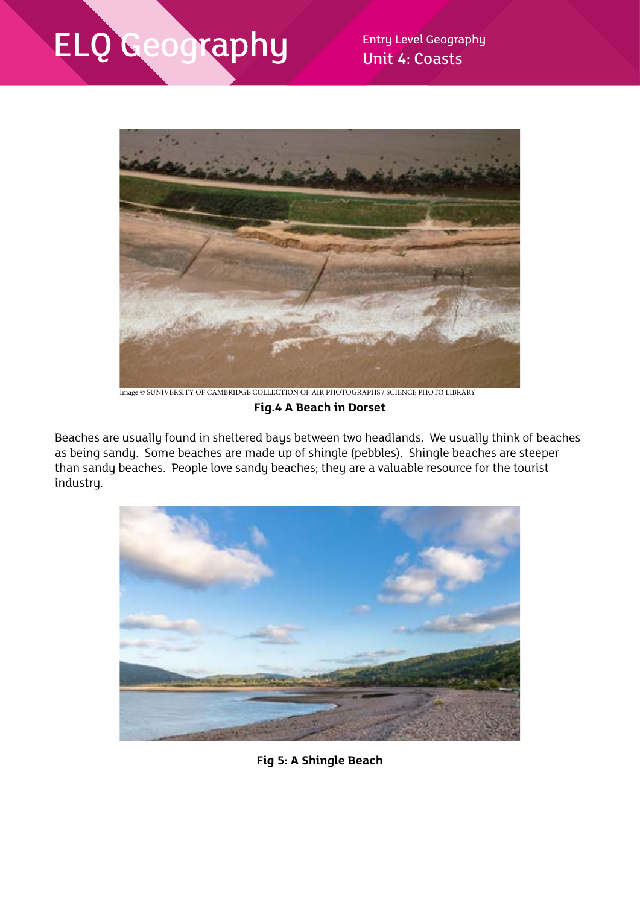Image © SUNIVERSITY OF CAMBRIDGE COLLECTION OF AIR PHOTOGRAPHS / SCIENCE PHOTO LIBRARY

**Fig.4 A Beach in Dorset**

Beaches are usually found in sheltered bays between two headlands. We usually think of beaches as being sandy. Some beaches are made up of shingle (pebbles). Shingle beaches are steeper than sandy beaches. People love sandy beaches; they are a valuable resource for the tourist industry.

**Fig 5: A Shingle Beach**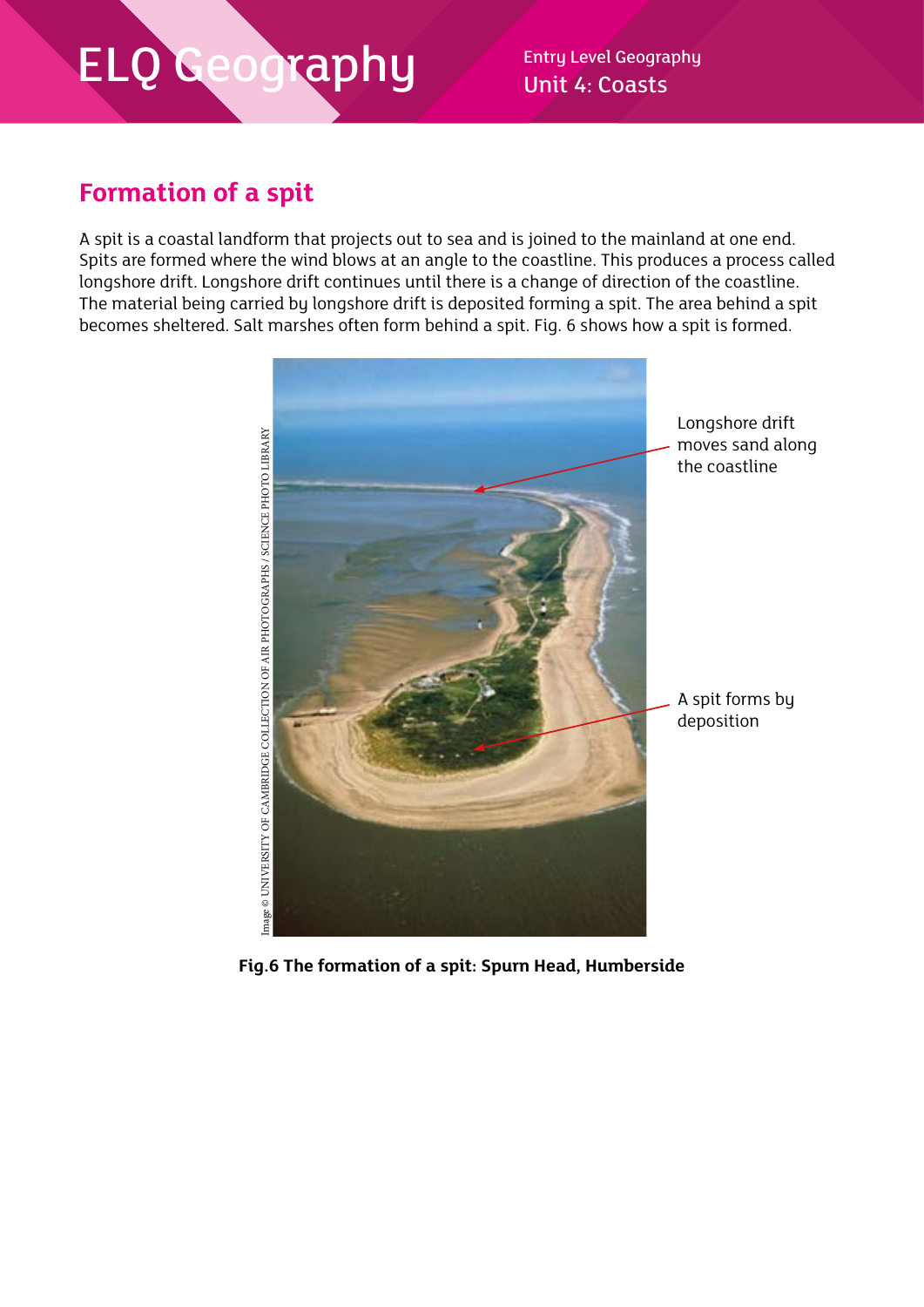## Formation of a spit

A spit is a coastal landform that projects out to sea and is joined to the mainland at one end. Spits are formed where the wind blows at an angle to the coastline. This produces a process called longshore drift. Longshore drift continues until there is a change of direction of the coastline. The material being carried by longshore drift is deposited forming a spit. The area behind a spit becomes sheltered. Salt marshes often form behind a spit. Fig. 6 shows how a spit is formed.

Longshore drift moves sand along the coastline

A spit forms by deposition

Image © UNIVERSITY OF CAMBRIDGE COLLECTION OF AIR PHOTOGRAPHS / SCIENCE PHOTO LIBRARY

**Fig.6 The formation of a spit: Spurn Head, Humberside**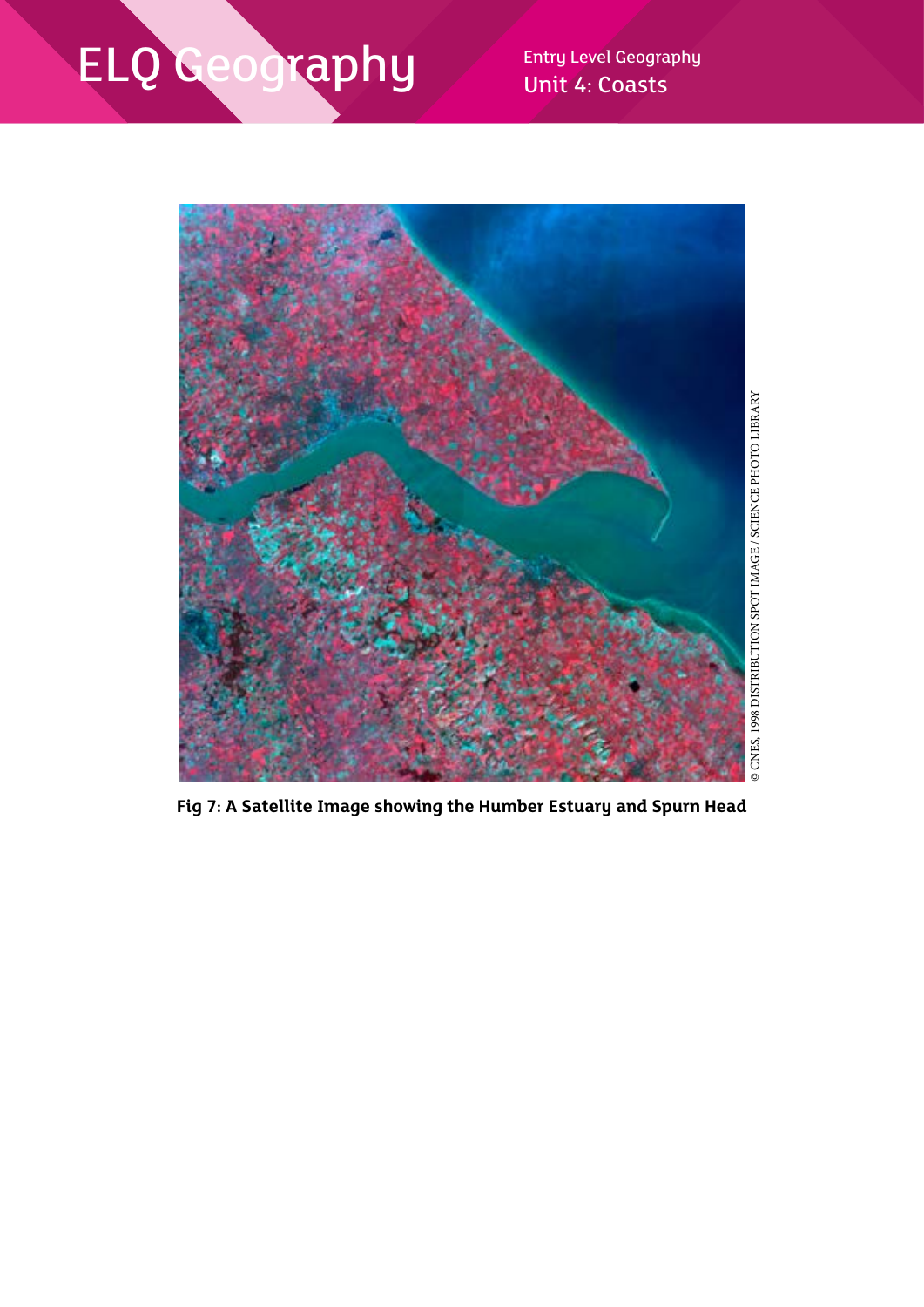Fig 7: A Satellite Image showing the Humber Estuary and Spurn Head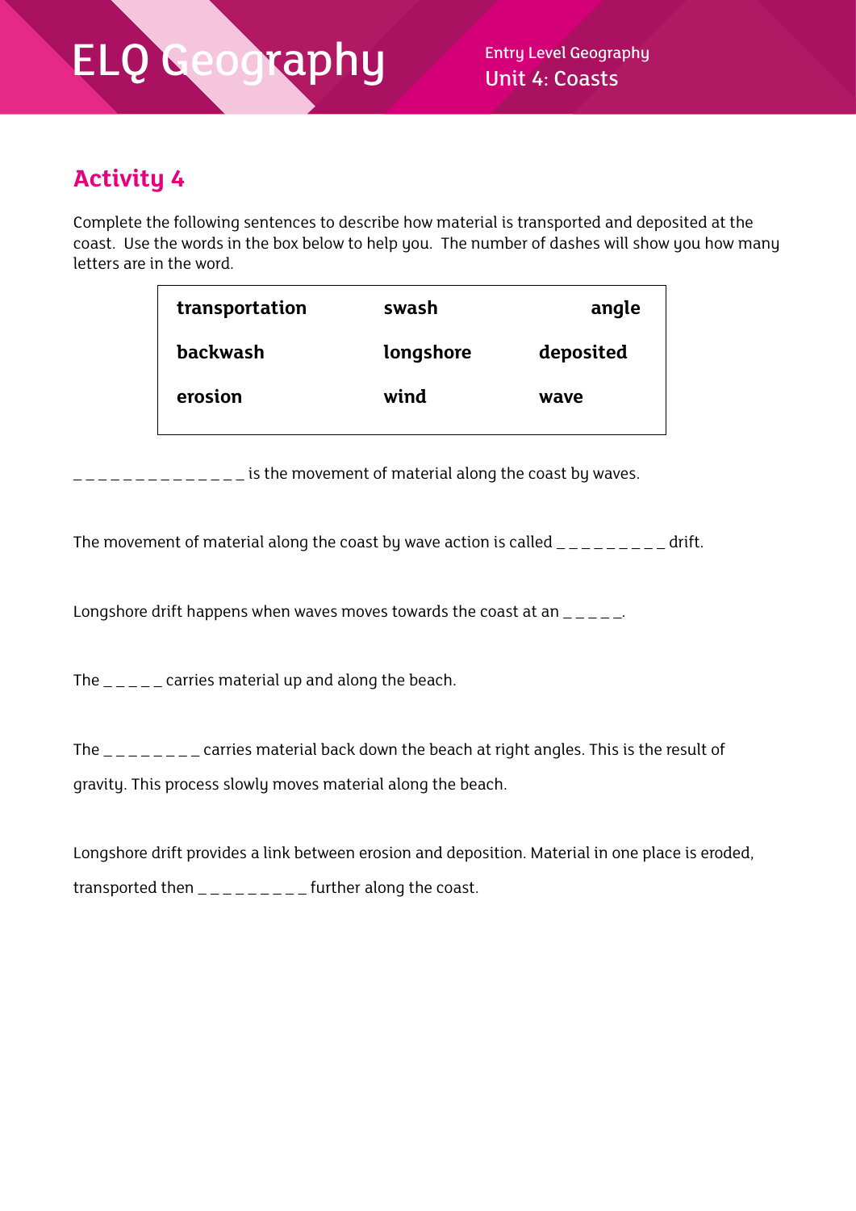## Activity 4

Complete the following sentences to describe how material is transported and deposited at the coast. Use the words in the box below to help you. The number of dashes will show you how many letters are in the word.

| **transportation** | **swash** | **angle** |
|---|---|---|
| **backwash** | **longshore** | **deposited** |
| **erosion** | **wind** | **wave** |

_ _ _ _ _ _ _ _ _ _ _ _ _ _ is the movement of material along the coast by waves.

The movement of material along the coast by wave action is called _ _ _ _ _ _ _ _ _ drift.

Longshore drift happens when waves moves towards the coast at an _ _ _ _ _.

The _ _ _ _ _ carries material up and along the beach.

The _ _ _ _ _ _ _ _ carries material back down the beach at right angles. This is the result of gravity. This process slowly moves material along the beach.

Longshore drift provides a link between erosion and deposition. Material in one place is eroded, transported then _ _ _ _ _ _ _ _ _ further along the coast.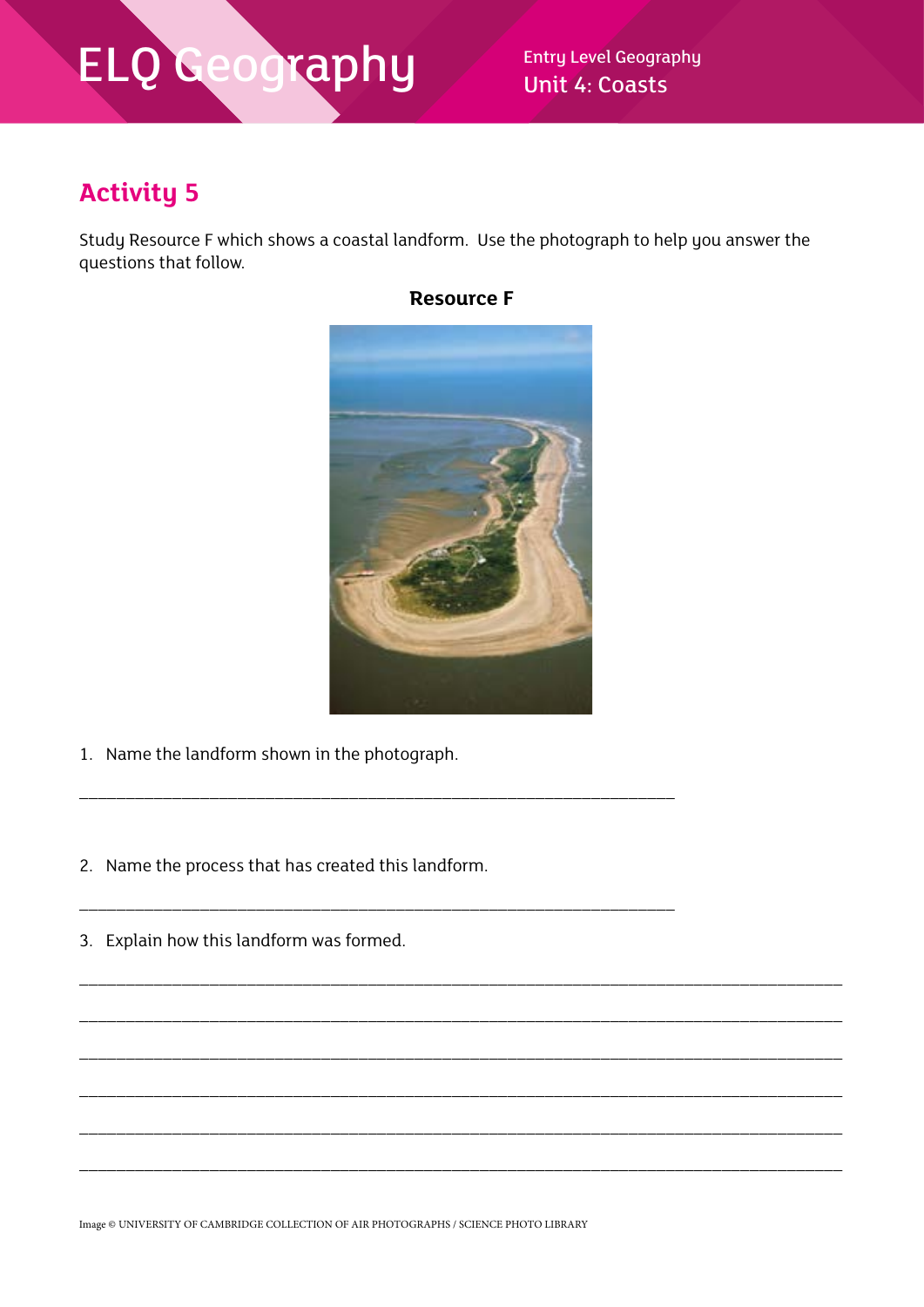## Activity 5

Study Resource F which shows a coastal landform. Use the photograph to help you answer the questions that follow.

**Resource F**

1. Name the landform shown in the photograph.

_______________________________________________________________

2. Name the process that has created this landform.

_______________________________________________________________

3. Explain how this landform was formed.

_______________________________________________________________

_______________________________________________________________

_______________________________________________________________

_______________________________________________________________

_______________________________________________________________

_______________________________________________________________

Image © UNIVERSITY OF CAMBRIDGE COLLECTION OF AIR PHOTOGRAPHS / SCIENCE PHOTO LIBRARY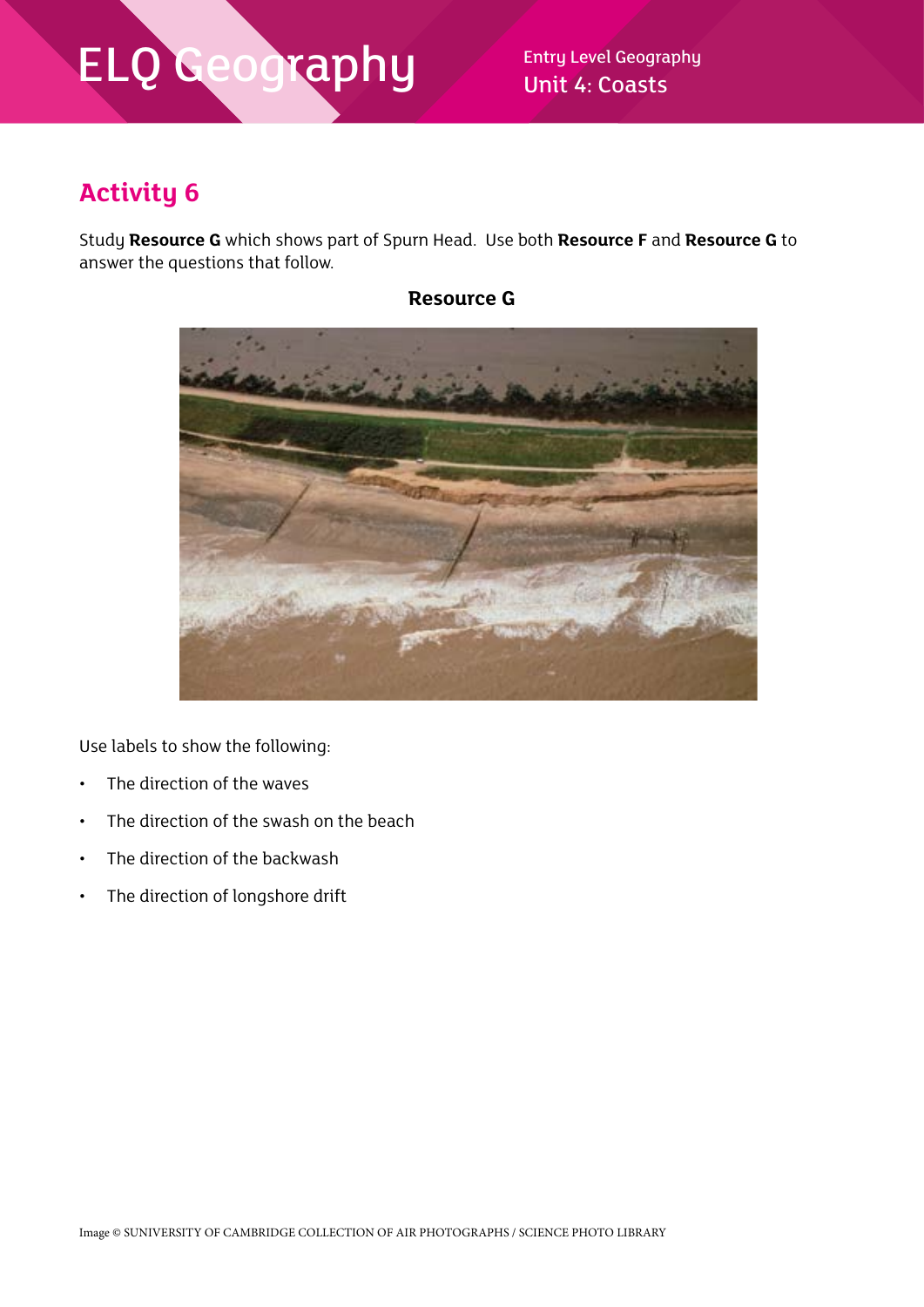## Activity 6

Study **Resource G** which shows part of Spurn Head. Use both **Resource F** and **Resource G** to answer the questions that follow.

**Resource G**

Use labels to show the following:

- The direction of the waves
- The direction of the swash on the beach
- The direction of the backwash
- The direction of longshore drift

Image © SUNIVERSITY OF CAMBRIDGE COLLECTION OF AIR PHOTOGRAPHS / SCIENCE PHOTO LIBRARY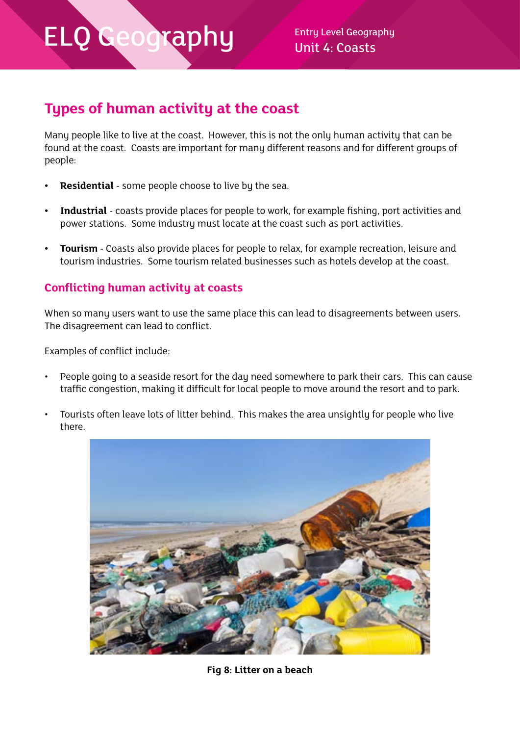## Types of human activity at the coast

Many people like to live at the coast. However, this is not the only human activity that can be found at the coast. Coasts are important for many different reasons and for different groups of people:

- **Residential** - some people choose to live by the sea.
- **Industrial** - coasts provide places for people to work, for example fishing, port activities and power stations. Some industry must locate at the coast such as port activities.
- **Tourism** - Coasts also provide places for people to relax, for example recreation, leisure and tourism industries. Some tourism related businesses such as hotels develop at the coast.

### Conflicting human activity at coasts

When so many users want to use the same place this can lead to disagreements between users. The disagreement can lead to conflict.

Examples of conflict include:

- People going to a seaside resort for the day need somewhere to park their cars. This can cause traffic congestion, making it difficult for local people to move around the resort and to park.
- Tourists often leave lots of litter behind. This makes the area unsightly for people who live there.

**Fig 8: Litter on a beach**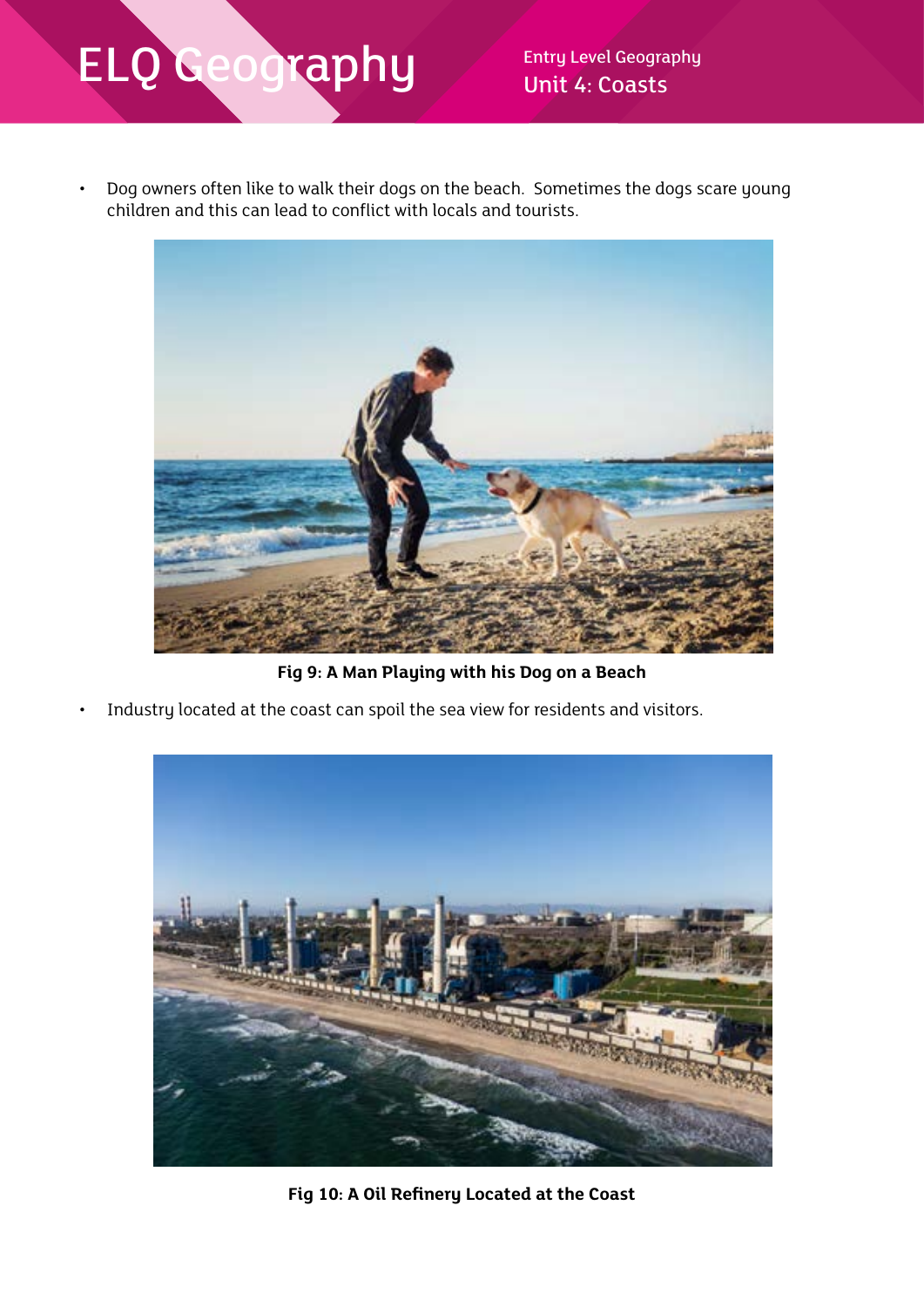- Dog owners often like to walk their dogs on the beach.  Sometimes the dogs scare young children and this can lead to conflict with locals and tourists.

**Fig 9: A Man Playing with his Dog on a Beach**

- Industry located at the coast can spoil the sea view for residents and visitors.

**Fig 10: A Oil Refinery Located at the Coast**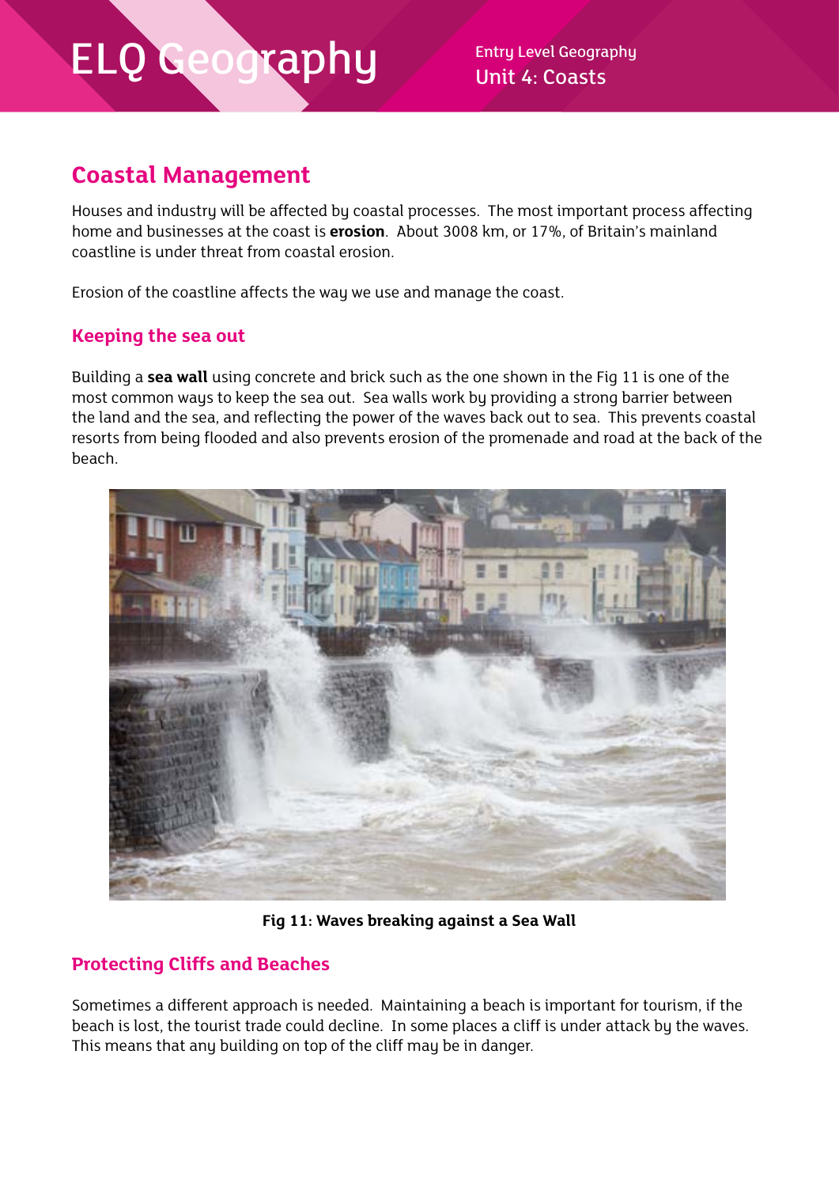## Coastal Management

Houses and industry will be affected by coastal processes. The most important process affecting home and businesses at the coast is **erosion**. About 3008 km, or 17%, of Britain's mainland coastline is under threat from coastal erosion.

Erosion of the coastline affects the way we use and manage the coast.

### Keeping the sea out

Building a **sea wall** using concrete and brick such as the one shown in the Fig 11 is one of the most common ways to keep the sea out. Sea walls work by providing a strong barrier between the land and the sea, and reflecting the power of the waves back out to sea. This prevents coastal resorts from being flooded and also prevents erosion of the promenade and road at the back of the beach.

**Fig 11: Waves breaking against a Sea Wall**

### Protecting Cliffs and Beaches

Sometimes a different approach is needed. Maintaining a beach is important for tourism, if the beach is lost, the tourist trade could decline. In some places a cliff is under attack by the waves. This means that any building on top of the cliff may be in danger.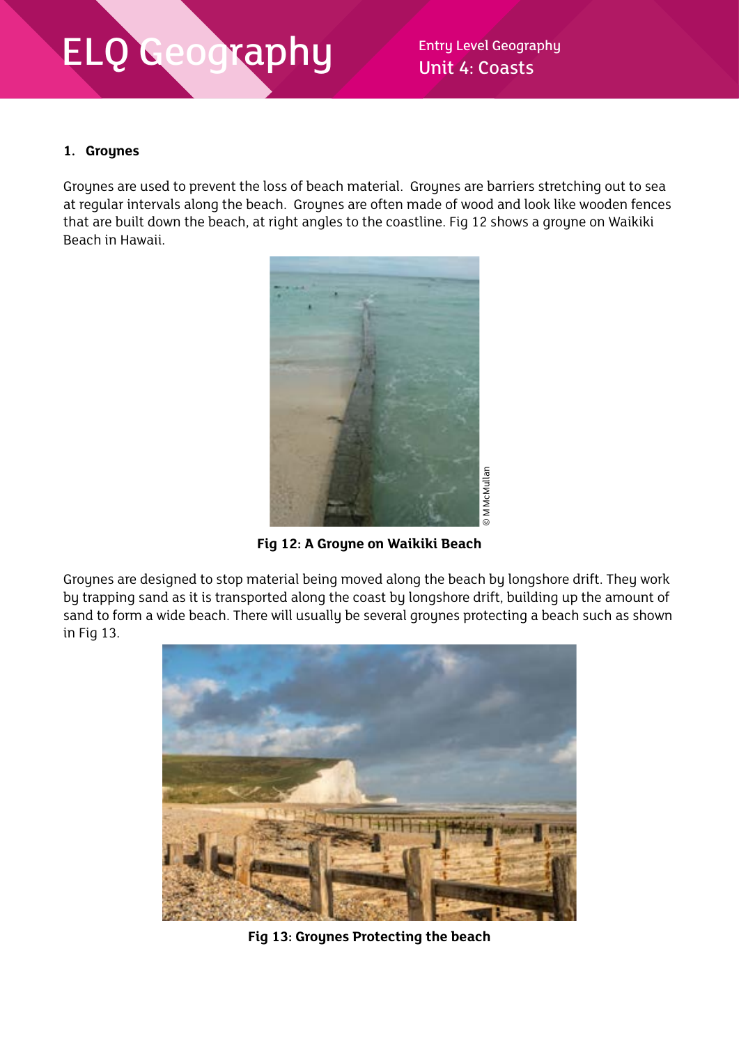## 1. Groynes

Groynes are used to prevent the loss of beach material. Groynes are barriers stretching out to sea at regular intervals along the beach. Groynes are often made of wood and look like wooden fences that are built down the beach, at right angles to the coastline. Fig 12 shows a groyne on Waikiki Beach in Hawaii.

© M McMullan

**Fig 12: A Groyne on Waikiki Beach**

Groynes are designed to stop material being moved along the beach by longshore drift. They work by trapping sand as it is transported along the coast by longshore drift, building up the amount of sand to form a wide beach. There will usually be several groynes protecting a beach such as shown in Fig 13.

**Fig 13: Groynes Protecting the beach**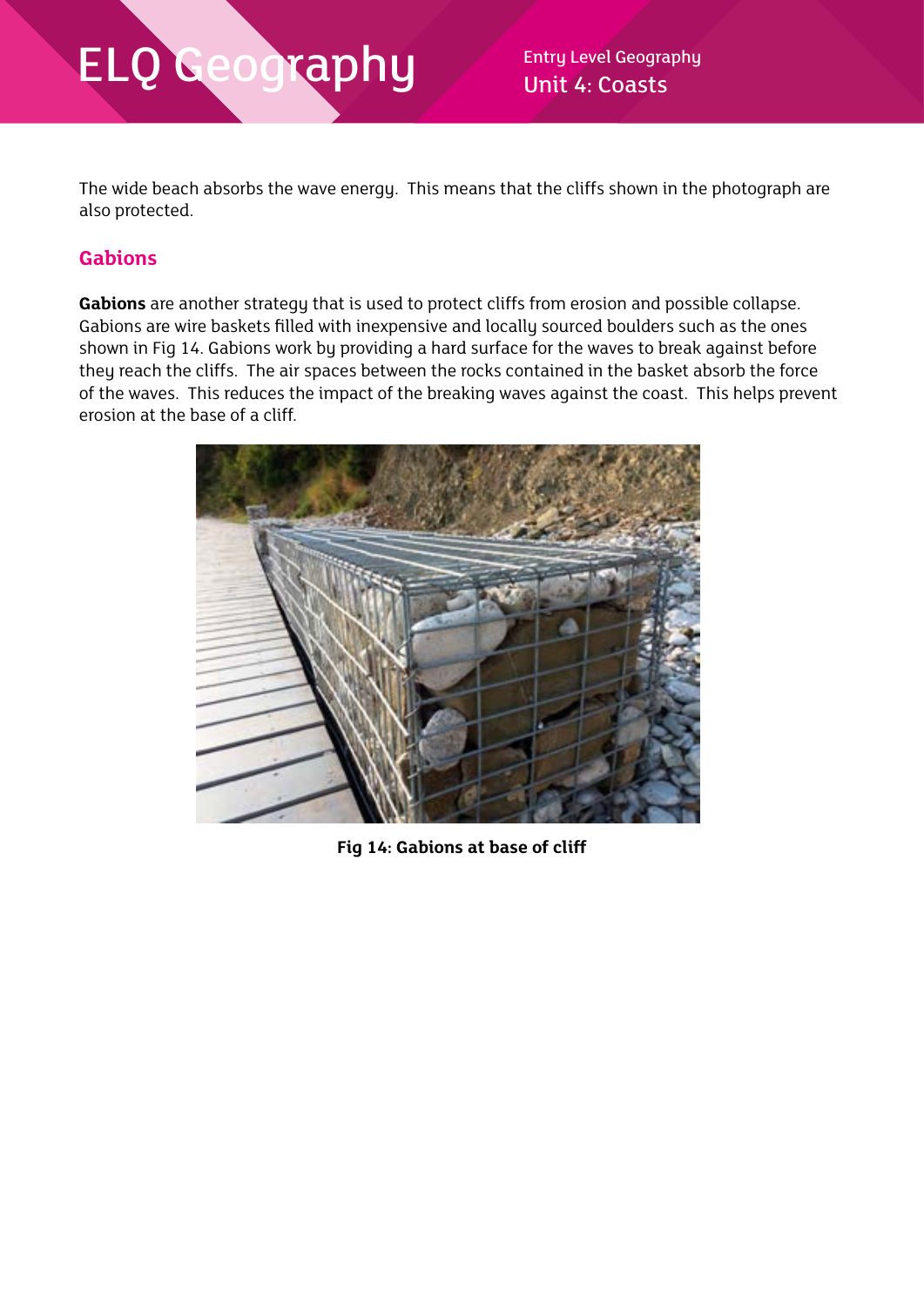The wide beach absorbs the wave energy. This means that the cliffs shown in the photograph are also protected.

## Gabions

**Gabions** are another strategy that is used to protect cliffs from erosion and possible collapse. Gabions are wire baskets filled with inexpensive and locally sourced boulders such as the ones shown in Fig 14. Gabions work by providing a hard surface for the waves to break against before they reach the cliffs. The air spaces between the rocks contained in the basket absorb the force of the waves. This reduces the impact of the breaking waves against the coast. This helps prevent erosion at the base of a cliff.

**Fig 14: Gabions at base of cliff**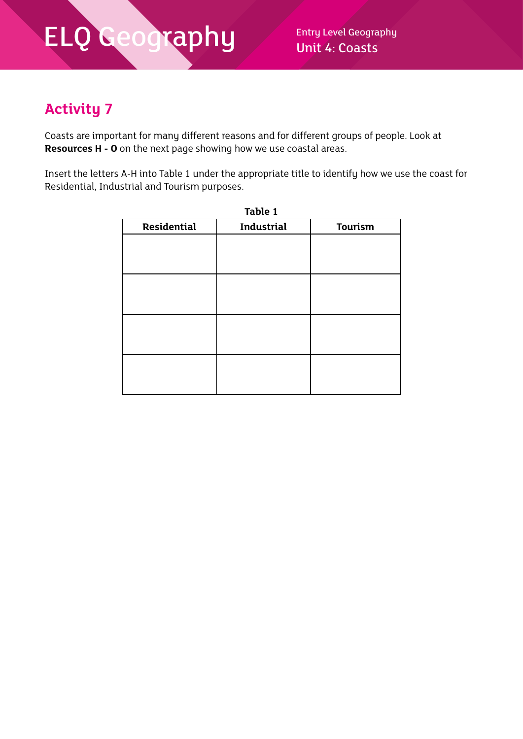## Activity 7

Coasts are important for many different reasons and for different groups of people. Look at **Resources H - O** on the next page showing how we use coastal areas.

Insert the letters A-H into Table 1 under the appropriate title to identify how we use the coast for Residential, Industrial and Tourism purposes.

**Table 1**

| Residential | Industrial | Tourism |
|---|---|---|
| | | |
| | | |
| | | |
| | | |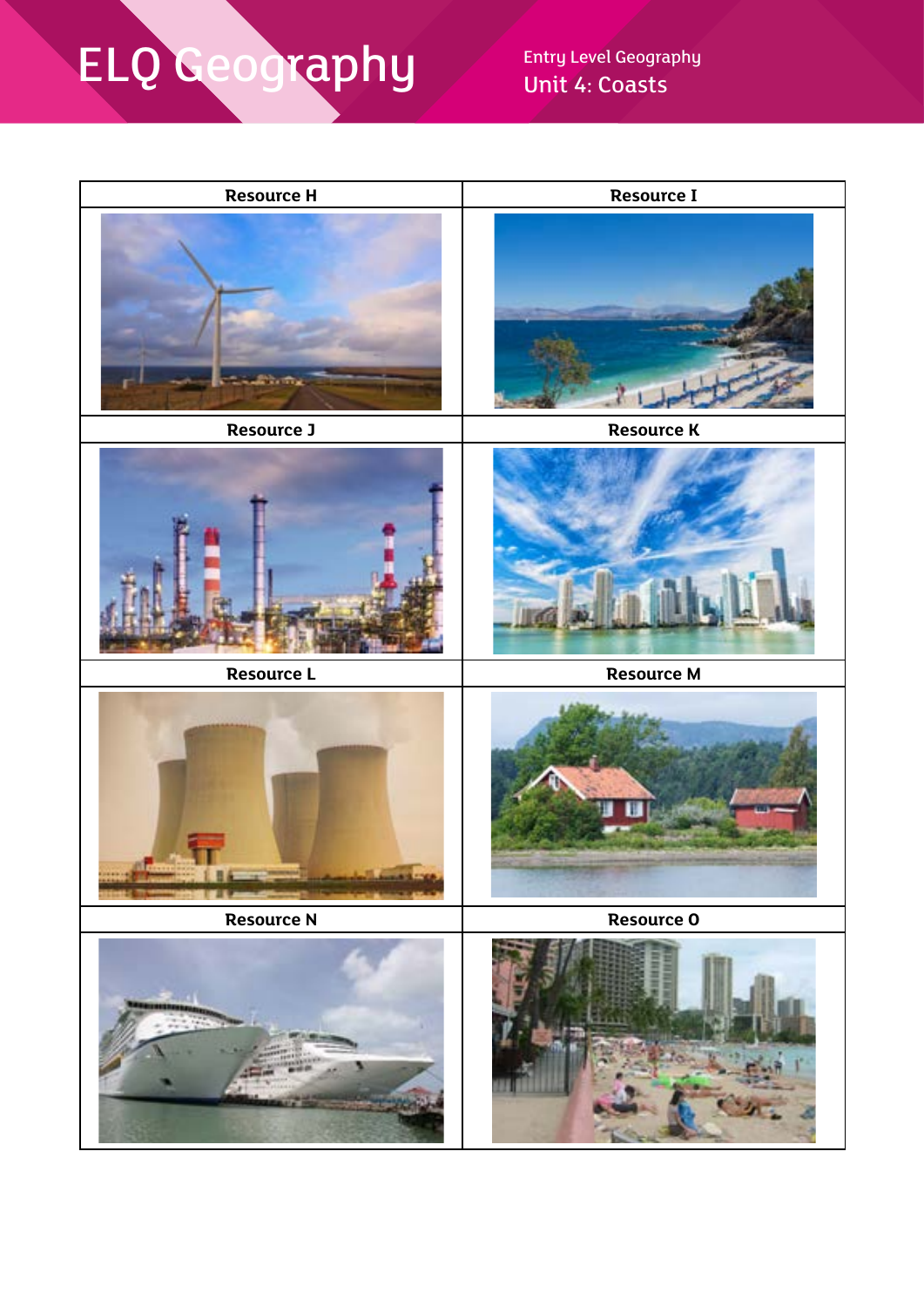| Resource H | Resource I |
| --- | --- |
| | |
| **Resource J** | **Resource K** |
| | |
| **Resource L** | **Resource M** |
| | |
| **Resource N** | **Resource O** |
| | |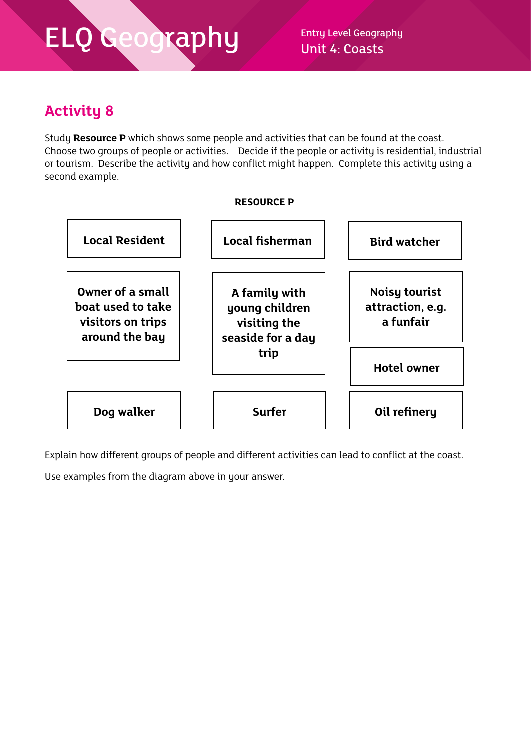ELQ Geography

Entry Level Geography
Unit 4: Coasts

## Activity 8

Study **Resource P** which shows some people and activities that can be found at the coast. Choose two groups of people or activities. Decide if the people or activity is residential, industrial or tourism. Describe the activity and how conflict might happen. Complete this activity using a second example.

**RESOURCE P**

| | | |
|---|---|---|
| **Local Resident** | **Local fisherman** | **Bird watcher** |
| **Owner of a small boat used to take visitors on trips around the bay** | **A family with young children visiting the seaside for a day trip** | **Noisy tourist attraction, e.g. a funfair** |
| | | **Hotel owner** |
| **Dog walker** | **Surfer** | **Oil refinery** |

Explain how different groups of people and different activities can lead to conflict at the coast.

Use examples from the diagram above in your answer.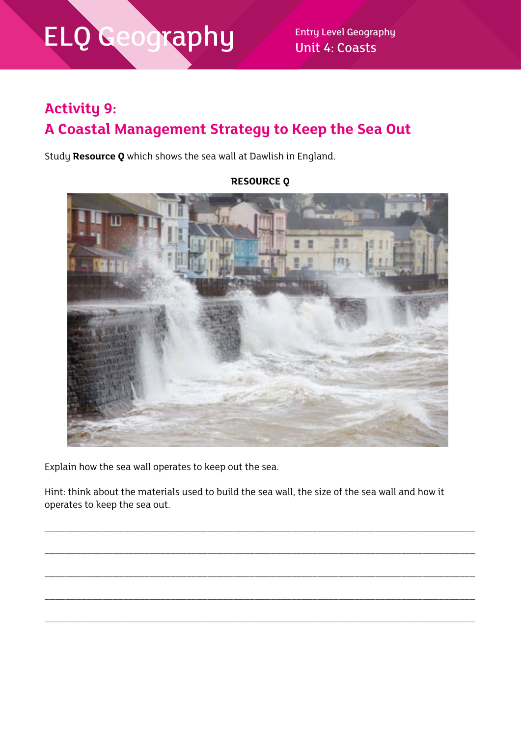## Activity 9:
## A Coastal Management Strategy to Keep the Sea Out

Study **Resource Q** which shows the sea wall at Dawlish in England.

**RESOURCE Q**

Explain how the sea wall operates to keep out the sea.

Hint: think about the materials used to build the sea wall, the size of the sea wall and how it operates to keep the sea out.

_______________________________________________________________________________

_______________________________________________________________________________

_______________________________________________________________________________

_______________________________________________________________________________

_______________________________________________________________________________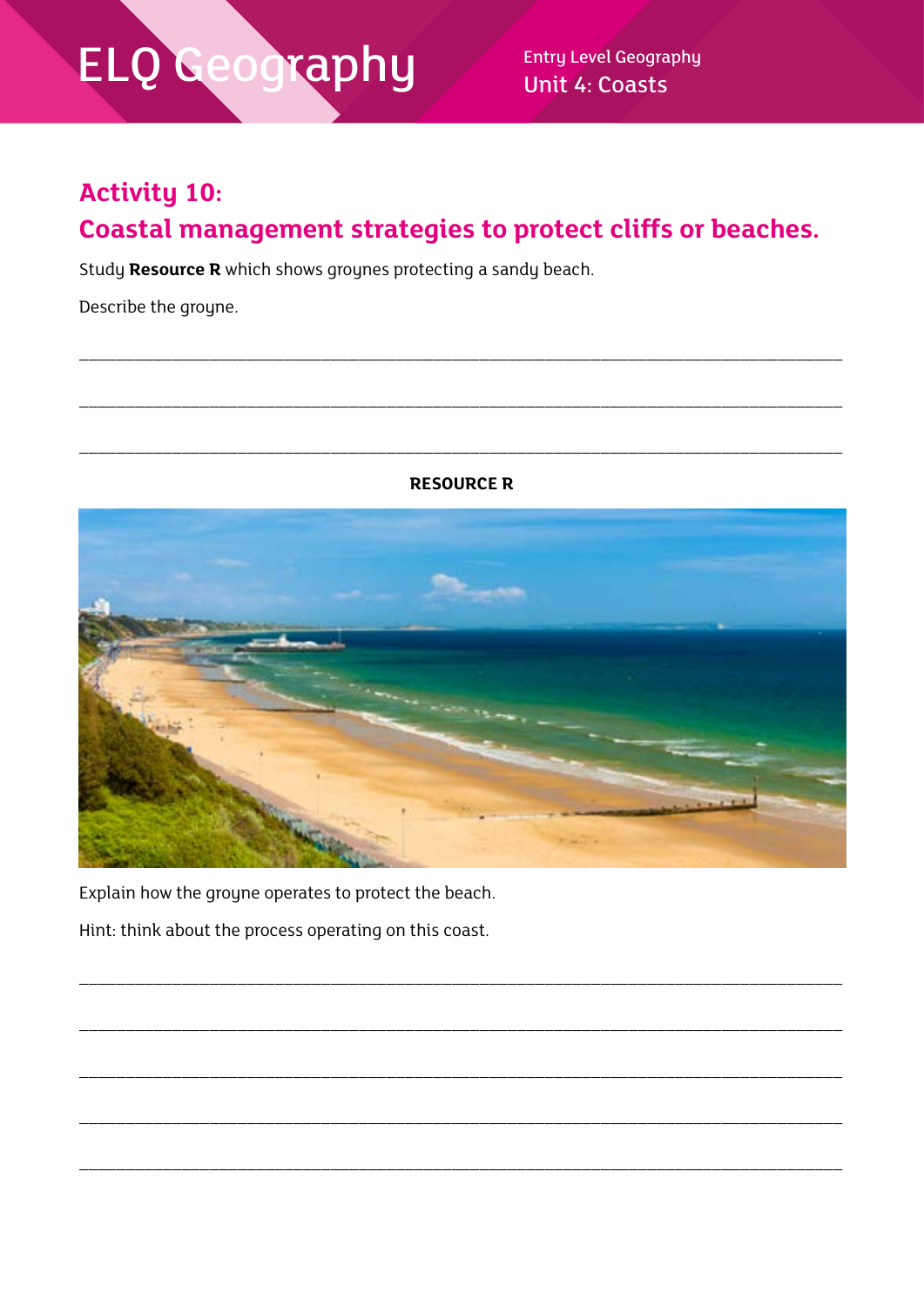## Activity 10:
## Coastal management strategies to protect cliffs or beaches.

Study **Resource R** which shows groynes protecting a sandy beach.

Describe the groyne.

___________________________________________________________________________

___________________________________________________________________________

___________________________________________________________________________

**RESOURCE R**

Explain how the groyne operates to protect the beach.

Hint: think about the process operating on this coast.

___________________________________________________________________________

___________________________________________________________________________

___________________________________________________________________________

___________________________________________________________________________

___________________________________________________________________________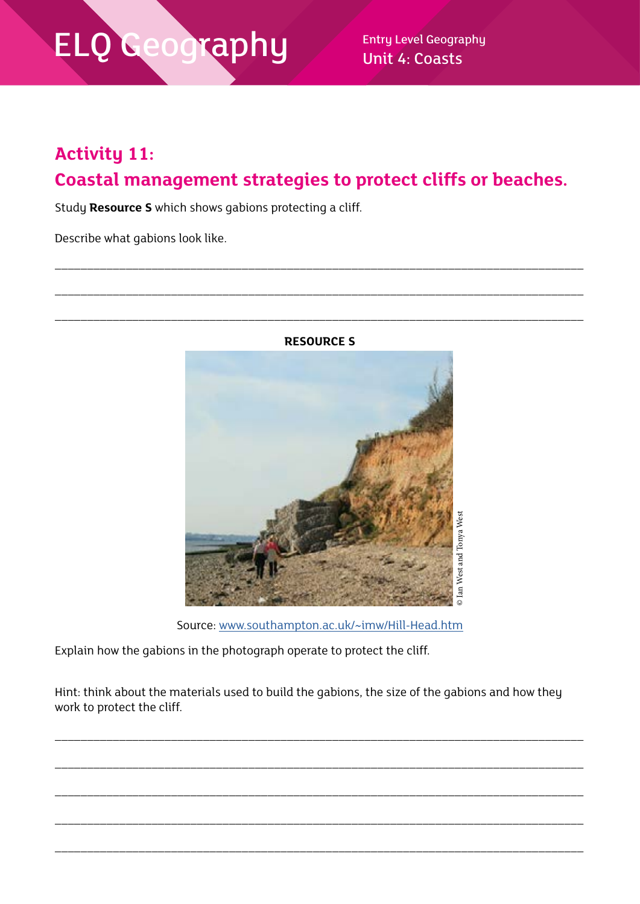## Activity 11:

## Coastal management strategies to protect cliffs or beaches.

Study **Resource S** which shows gabions protecting a cliff.

Describe what gabions look like.

___________________________________________________________________________

___________________________________________________________________________

___________________________________________________________________________

**RESOURCE S**

© Ian West and Tonya West

Source: www.southampton.ac.uk/~imw/Hill-Head.htm

Explain how the gabions in the photograph operate to protect the cliff.

Hint: think about the materials used to build the gabions, the size of the gabions and how they work to protect the cliff.

___________________________________________________________________________

___________________________________________________________________________

___________________________________________________________________________

___________________________________________________________________________

___________________________________________________________________________